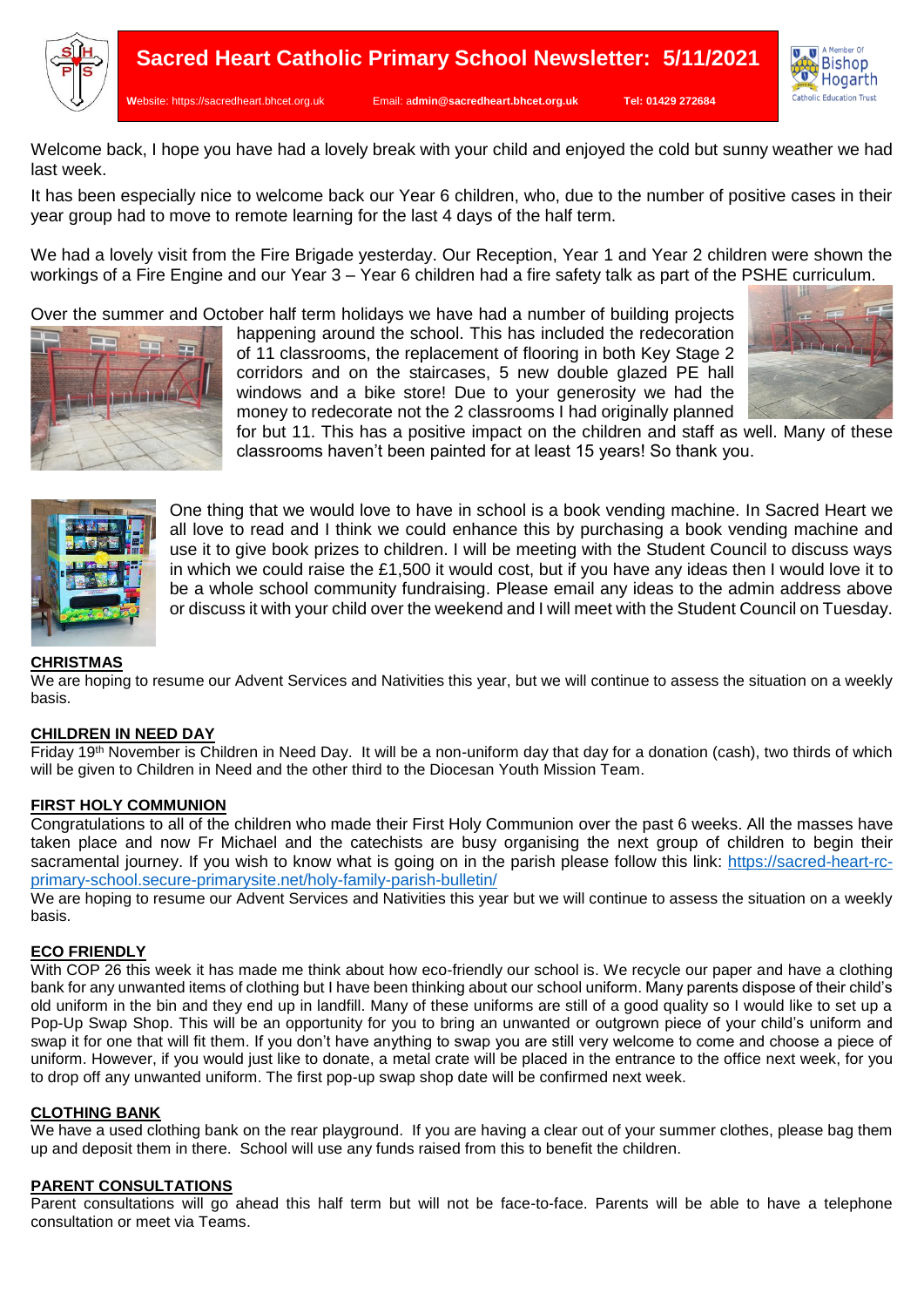# Sacred Heart Catholic Primary School Newsletter: 5/11/2021

Website: https://sacredheart.bhcet.org.uk Email: admin@sacredheart.bhcet.org.uk **Tel: 01429 272684**

Welcome back, I hope you have had a lovely break with your child and enjoyed the cold but sunny weather we had last week.

It has been especially nice to welcome back our Year 6 children, who, due to the number of positive cases in their year group had to move to remote learning for the last 4 days of the half term.

We had a lovely visit from the Fire Brigade yesterday. Our Reception, Year 1 and Year 2 children were shown the workings of a Fire Engine and our Year 3 – Year 6 children had a fire safety talk as part of the PSHE curriculum.

Over the summer and October half term holidays we have had a number of building projects happening around the school. This has included the redecoration of 11 classrooms, the replacement of flooring in both Key Stage 2 corridors and on the staircases, 5 new double glazed PE hall windows and a bike store! Due to your generosity we had the money to redecorate not the 2 classrooms I had originally planned for but 11. This has a positive impact on the children and staff as well. Many of these classrooms haven't been painted for at least 15 years! So thank you.

One thing that we would love to have in school is a book vending machine. In Sacred Heart we all love to read and I think we could enhance this by purchasing a book vending machine and use it to give book prizes to children. I will be meeting with the Student Council to discuss ways in which we could raise the £1,500 it would cost, but if you have any ideas then I would love it to be a whole school community fundraising. Please email any ideas to the admin address above or discuss it with your child over the weekend and I will meet with the Student Council on Tuesday.

## CHRISTMAS

We are hoping to resume our Advent Services and Nativities this year, but we will continue to assess the situation on a weekly basis.

## CHILDREN IN NEED DAY

Friday 19th November is Children in Need Day. It will be a non-uniform day that day for a donation (cash), two thirds of which will be given to Children in Need and the other third to the Diocesan Youth Mission Team.

## FIRST HOLY COMMUNION

Congratulations to all of the children who made their First Holy Communion over the past 6 weeks. All the masses have taken place and now Fr Michael and the catechists are busy organising the next group of children to begin their sacramental journey. If you wish to know what is going on in the parish please follow this link: https://sacred-heart-rc-primary-school.secure-primarysite.net/holy-family-parish-bulletin/

We are hoping to resume our Advent Services and Nativities this year but we will continue to assess the situation on a weekly basis.

## ECO FRIENDLY

With COP 26 this week it has made me think about how eco-friendly our school is. We recycle our paper and have a clothing bank for any unwanted items of clothing but I have been thinking about our school uniform. Many parents dispose of their child's old uniform in the bin and they end up in landfill. Many of these uniforms are still of a good quality so I would like to set up a Pop-Up Swap Shop. This will be an opportunity for you to bring an unwanted or outgrown piece of your child's uniform and swap it for one that will fit them. If you don't have anything to swap you are still very welcome to come and choose a piece of uniform. However, if you would just like to donate, a metal crate will be placed in the entrance to the office next week, for you to drop off any unwanted uniform. The first pop-up swap shop date will be confirmed next week.

## CLOTHING BANK

We have a used clothing bank on the rear playground. If you are having a clear out of your summer clothes, please bag them up and deposit them in there. School will use any funds raised from this to benefit the children.

## PARENT CONSULTATIONS

Parent consultations will go ahead this half term but will not be face-to-face. Parents will be able to have a telephone consultation or meet via Teams.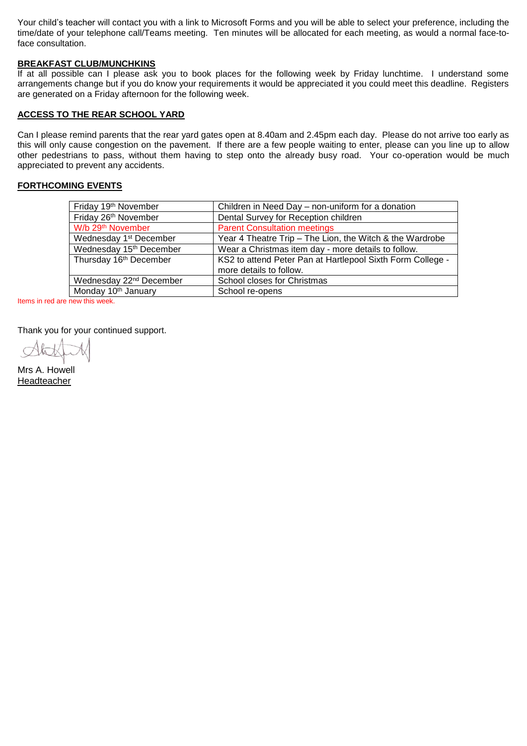Your child's teacher will contact you with a link to Microsoft Forms and you will be able to select your preference, including the time/date of your telephone call/Teams meeting. Ten minutes will be allocated for each meeting, as would a normal face-to-face consultation.

## **BREAKFAST CLUB/MUNCHKINS**

If at all possible can I please ask you to book places for the following week by Friday lunchtime. I understand some arrangements change but if you do know your requirements it would be appreciated it you could meet this deadline. Registers are generated on a Friday afternoon for the following week.

## **ACCESS TO THE REAR SCHOOL YARD**

Can I please remind parents that the rear yard gates open at 8.40am and 2.45pm each day. Please do not arrive too early as this will only cause congestion on the pavement. If there are a few people waiting to enter, please can you line up to allow other pedestrians to pass, without them having to step onto the already busy road. Your co-operation would be much appreciated to prevent any accidents.

## **FORTHCOMING EVENTS**

| | |
|---|---|
| Friday 19th November | Children in Need Day – non-uniform for a donation |
| Friday 26th November | Dental Survey for Reception children |
| W/b 29th November | Parent Consultation meetings |
| Wednesday 1st December | Year 4 Theatre Trip – The Lion, the Witch & the Wardrobe |
| Wednesday 15th December | Wear a Christmas item day - more details to follow. |
| Thursday 16th December | KS2 to attend Peter Pan at Hartlepool Sixth Form College - more details to follow. |
| Wednesday 22nd December | School closes for Christmas |
| Monday 10th January | School re-opens |

Items in red are new this week.

Thank you for your continued support.

Mrs A. Howell
Headteacher